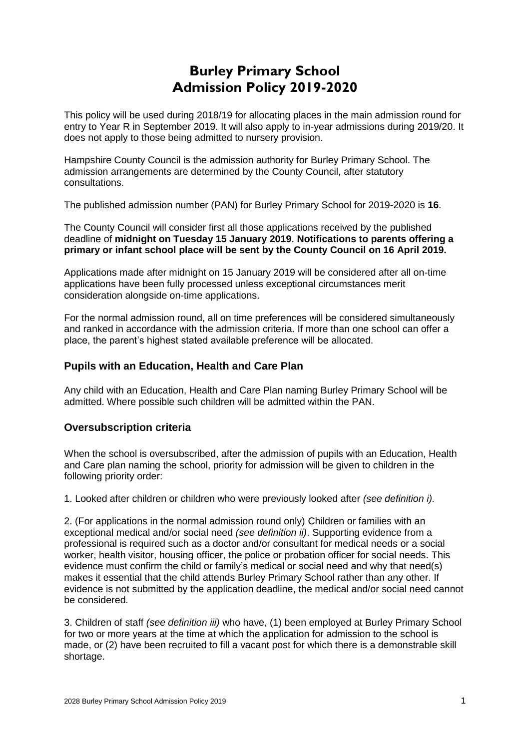# Burley Primary School
# Admission Policy 2019-2020

This policy will be used during 2018/19 for allocating places in the main admission round for entry to Year R in September 2019. It will also apply to in-year admissions during 2019/20. It does not apply to those being admitted to nursery provision.

Hampshire County Council is the admission authority for Burley Primary School. The admission arrangements are determined by the County Council, after statutory consultations.

The published admission number (PAN) for Burley Primary School for 2019-2020 is **16**.

The County Council will consider first all those applications received by the published deadline of **midnight on Tuesday 15 January 2019**. **Notifications to parents offering a primary or infant school place will be sent by the County Council on 16 April 2019.**

Applications made after midnight on 15 January 2019 will be considered after all on-time applications have been fully processed unless exceptional circumstances merit consideration alongside on-time applications.

For the normal admission round, all on time preferences will be considered simultaneously and ranked in accordance with the admission criteria. If more than one school can offer a place, the parent's highest stated available preference will be allocated.

### Pupils with an Education, Health and Care Plan

Any child with an Education, Health and Care Plan naming Burley Primary School will be admitted. Where possible such children will be admitted within the PAN.

### Oversubscription criteria

When the school is oversubscribed, after the admission of pupils with an Education, Health and Care plan naming the school, priority for admission will be given to children in the following priority order:

1. Looked after children or children who were previously looked after *(see definition i).*

2. (For applications in the normal admission round only) Children or families with an exceptional medical and/or social need *(see definition ii)*. Supporting evidence from a professional is required such as a doctor and/or consultant for medical needs or a social worker, health visitor, housing officer, the police or probation officer for social needs. This evidence must confirm the child or family's medical or social need and why that need(s) makes it essential that the child attends Burley Primary School rather than any other. If evidence is not submitted by the application deadline, the medical and/or social need cannot be considered.

3. Children of staff *(see definition iii)* who have, (1) been employed at Burley Primary School for two or more years at the time at which the application for admission to the school is made, or (2) have been recruited to fill a vacant post for which there is a demonstrable skill shortage.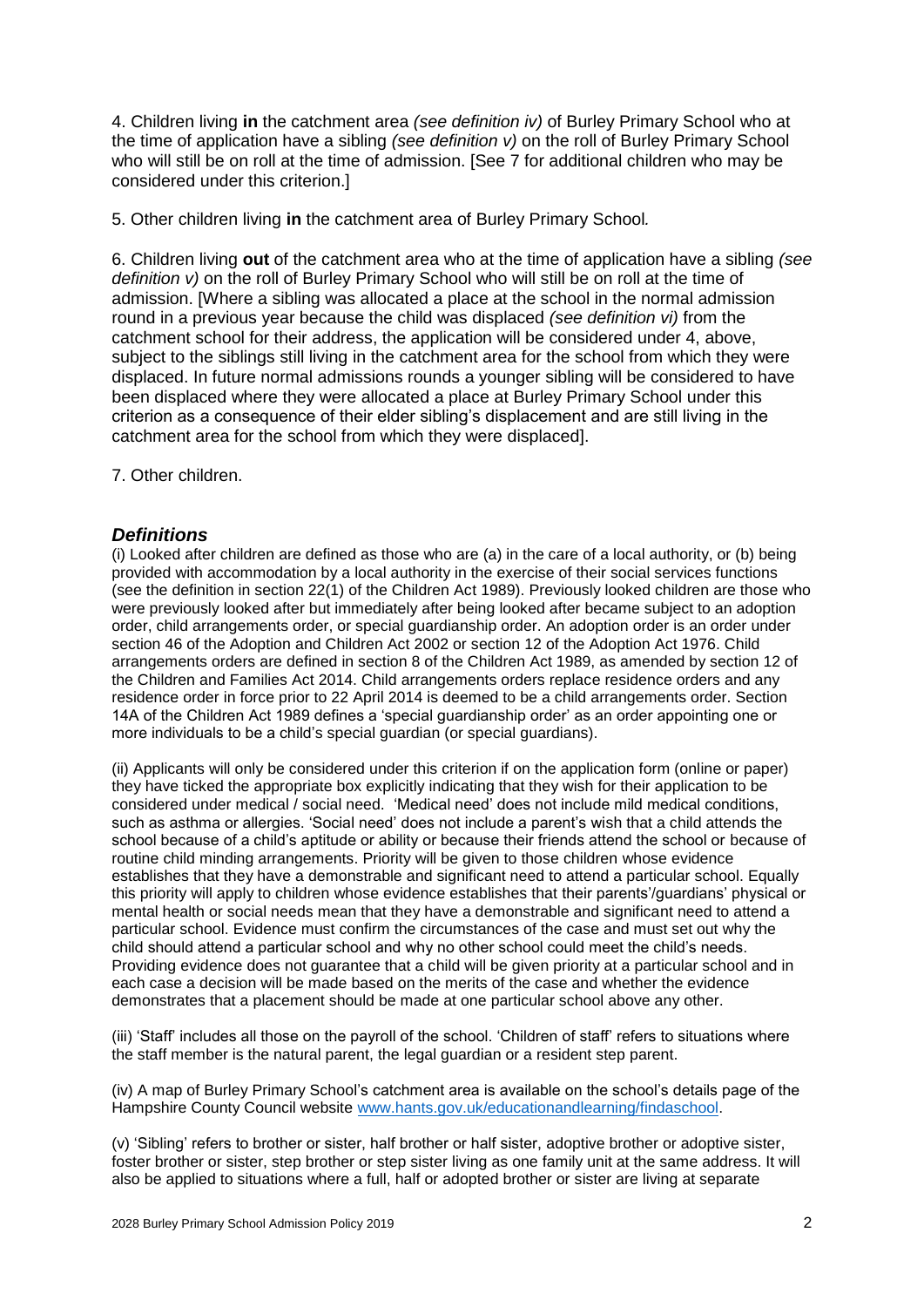4. Children living **in** the catchment area *(see definition iv)* of Burley Primary School who at the time of application have a sibling *(see definition v)* on the roll of Burley Primary School who will still be on roll at the time of admission. [See 7 for additional children who may be considered under this criterion.]

5. Other children living **in** the catchment area of Burley Primary School*.*

6. Children living **out** of the catchment area who at the time of application have a sibling *(see definition v)* on the roll of Burley Primary School who will still be on roll at the time of admission. [Where a sibling was allocated a place at the school in the normal admission round in a previous year because the child was displaced *(see definition vi)* from the catchment school for their address, the application will be considered under 4, above, subject to the siblings still living in the catchment area for the school from which they were displaced. In future normal admissions rounds a younger sibling will be considered to have been displaced where they were allocated a place at Burley Primary School under this criterion as a consequence of their elder sibling's displacement and are still living in the catchment area for the school from which they were displaced].

7. Other children.

### *Definitions*

(i) Looked after children are defined as those who are (a) in the care of a local authority, or (b) being provided with accommodation by a local authority in the exercise of their social services functions (see the definition in section 22(1) of the Children Act 1989). Previously looked children are those who were previously looked after but immediately after being looked after became subject to an adoption order, child arrangements order, or special guardianship order. An adoption order is an order under section 46 of the Adoption and Children Act 2002 or section 12 of the Adoption Act 1976. Child arrangements orders are defined in section 8 of the Children Act 1989, as amended by section 12 of the Children and Families Act 2014. Child arrangements orders replace residence orders and any residence order in force prior to 22 April 2014 is deemed to be a child arrangements order. Section 14A of the Children Act 1989 defines a 'special guardianship order' as an order appointing one or more individuals to be a child's special guardian (or special guardians).

(ii) Applicants will only be considered under this criterion if on the application form (online or paper) they have ticked the appropriate box explicitly indicating that they wish for their application to be considered under medical / social need. 'Medical need' does not include mild medical conditions, such as asthma or allergies. 'Social need' does not include a parent's wish that a child attends the school because of a child's aptitude or ability or because their friends attend the school or because of routine child minding arrangements. Priority will be given to those children whose evidence establishes that they have a demonstrable and significant need to attend a particular school. Equally this priority will apply to children whose evidence establishes that their parents'/guardians' physical or mental health or social needs mean that they have a demonstrable and significant need to attend a particular school. Evidence must confirm the circumstances of the case and must set out why the child should attend a particular school and why no other school could meet the child's needs. Providing evidence does not guarantee that a child will be given priority at a particular school and in each case a decision will be made based on the merits of the case and whether the evidence demonstrates that a placement should be made at one particular school above any other.

(iii) 'Staff' includes all those on the payroll of the school. 'Children of staff' refers to situations where the staff member is the natural parent, the legal guardian or a resident step parent.

(iv) A map of Burley Primary School's catchment area is available on the school's details page of the Hampshire County Council website [www.hants.gov.uk/educationandlearning/findaschool](http://www.hants.gov.uk/educationandlearning/findaschool).

(v) 'Sibling' refers to brother or sister, half brother or half sister, adoptive brother or adoptive sister, foster brother or sister, step brother or step sister living as one family unit at the same address. It will also be applied to situations where a full, half or adopted brother or sister are living at separate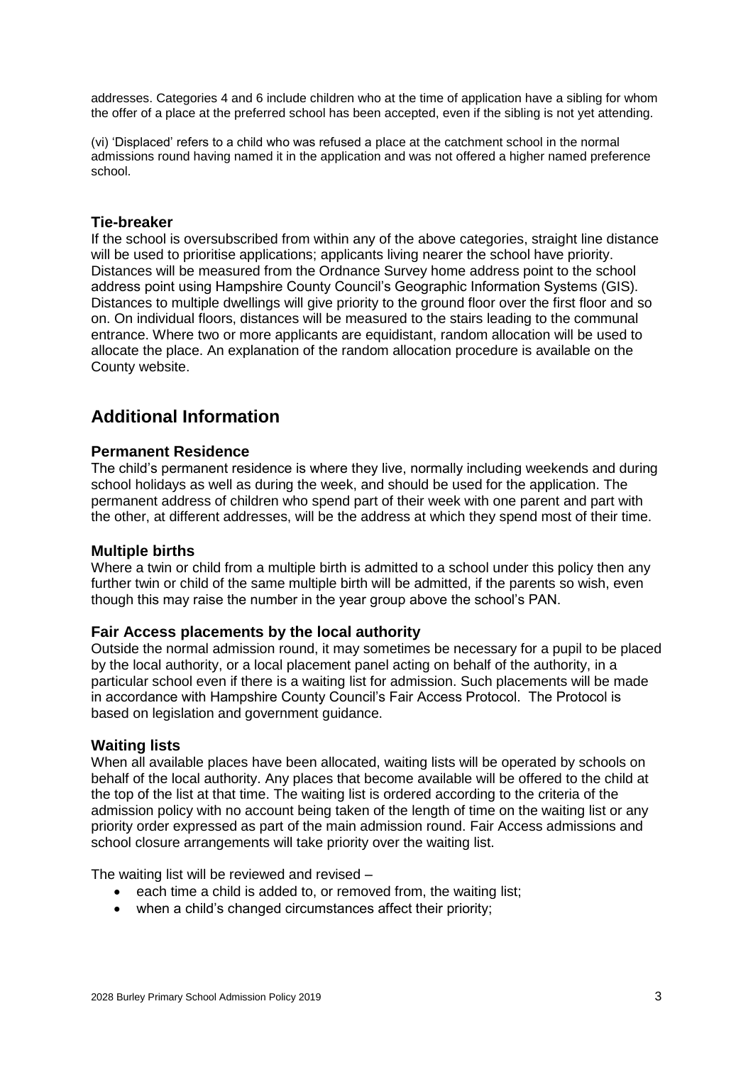addresses. Categories 4 and 6 include children who at the time of application have a sibling for whom the offer of a place at the preferred school has been accepted, even if the sibling is not yet attending.

(vi) 'Displaced' refers to a child who was refused a place at the catchment school in the normal admissions round having named it in the application and was not offered a higher named preference school.

### Tie-breaker

If the school is oversubscribed from within any of the above categories, straight line distance will be used to prioritise applications; applicants living nearer the school have priority. Distances will be measured from the Ordnance Survey home address point to the school address point using Hampshire County Council's Geographic Information Systems (GIS). Distances to multiple dwellings will give priority to the ground floor over the first floor and so on. On individual floors, distances will be measured to the stairs leading to the communal entrance. Where two or more applicants are equidistant, random allocation will be used to allocate the place. An explanation of the random allocation procedure is available on the County website.

## Additional Information

### Permanent Residence

The child's permanent residence is where they live, normally including weekends and during school holidays as well as during the week, and should be used for the application. The permanent address of children who spend part of their week with one parent and part with the other, at different addresses, will be the address at which they spend most of their time.

### Multiple births

Where a twin or child from a multiple birth is admitted to a school under this policy then any further twin or child of the same multiple birth will be admitted, if the parents so wish, even though this may raise the number in the year group above the school's PAN.

### Fair Access placements by the local authority

Outside the normal admission round, it may sometimes be necessary for a pupil to be placed by the local authority, or a local placement panel acting on behalf of the authority, in a particular school even if there is a waiting list for admission. Such placements will be made in accordance with Hampshire County Council's Fair Access Protocol. The Protocol is based on legislation and government guidance.

### Waiting lists

When all available places have been allocated, waiting lists will be operated by schools on behalf of the local authority. Any places that become available will be offered to the child at the top of the list at that time. The waiting list is ordered according to the criteria of the admission policy with no account being taken of the length of time on the waiting list or any priority order expressed as part of the main admission round. Fair Access admissions and school closure arrangements will take priority over the waiting list.

The waiting list will be reviewed and revised –

- each time a child is added to, or removed from, the waiting list;
- when a child's changed circumstances affect their priority;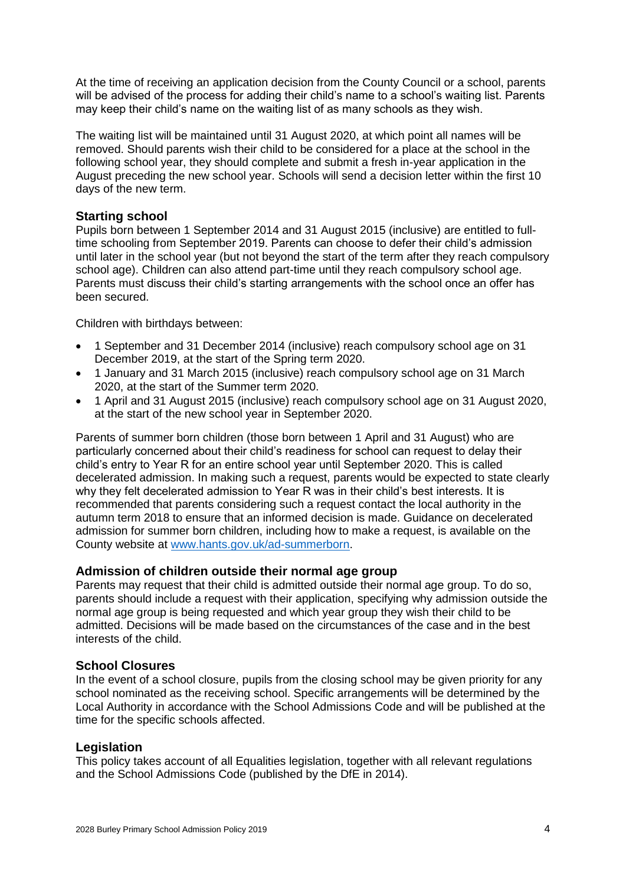At the time of receiving an application decision from the County Council or a school, parents will be advised of the process for adding their child's name to a school's waiting list. Parents may keep their child's name on the waiting list of as many schools as they wish.

The waiting list will be maintained until 31 August 2020, at which point all names will be removed. Should parents wish their child to be considered for a place at the school in the following school year, they should complete and submit a fresh in-year application in the August preceding the new school year. Schools will send a decision letter within the first 10 days of the new term.

### Starting school

Pupils born between 1 September 2014 and 31 August 2015 (inclusive) are entitled to full-time schooling from September 2019. Parents can choose to defer their child's admission until later in the school year (but not beyond the start of the term after they reach compulsory school age). Children can also attend part-time until they reach compulsory school age. Parents must discuss their child's starting arrangements with the school once an offer has been secured.

Children with birthdays between:

- 1 September and 31 December 2014 (inclusive) reach compulsory school age on 31 December 2019, at the start of the Spring term 2020.
- 1 January and 31 March 2015 (inclusive) reach compulsory school age on 31 March 2020, at the start of the Summer term 2020.
- 1 April and 31 August 2015 (inclusive) reach compulsory school age on 31 August 2020, at the start of the new school year in September 2020.

Parents of summer born children (those born between 1 April and 31 August) who are particularly concerned about their child's readiness for school can request to delay their child's entry to Year R for an entire school year until September 2020. This is called decelerated admission. In making such a request, parents would be expected to state clearly why they felt decelerated admission to Year R was in their child's best interests. It is recommended that parents considering such a request contact the local authority in the autumn term 2018 to ensure that an informed decision is made. Guidance on decelerated admission for summer born children, including how to make a request, is available on the County website at [www.hants.gov.uk/ad-summerborn](http://www.hants.gov.uk/ad-summerborn).

### Admission of children outside their normal age group

Parents may request that their child is admitted outside their normal age group. To do so, parents should include a request with their application, specifying why admission outside the normal age group is being requested and which year group they wish their child to be admitted. Decisions will be made based on the circumstances of the case and in the best interests of the child.

### School Closures

In the event of a school closure, pupils from the closing school may be given priority for any school nominated as the receiving school. Specific arrangements will be determined by the Local Authority in accordance with the School Admissions Code and will be published at the time for the specific schools affected.

### Legislation

This policy takes account of all Equalities legislation, together with all relevant regulations and the School Admissions Code (published by the DfE in 2014).